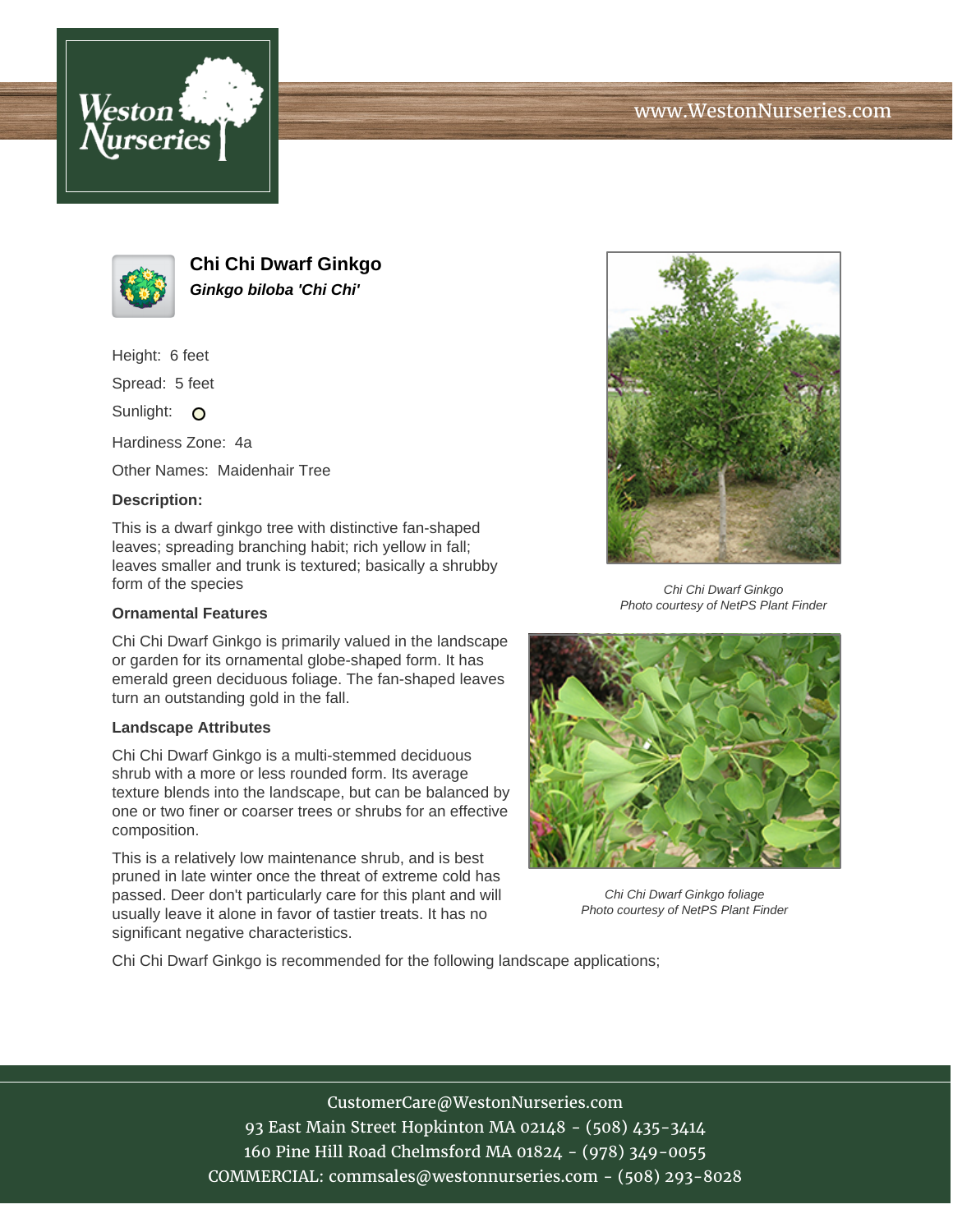# Chi Chi Dwarf Ginkgo

***Ginkgo biloba 'Chi Chi'***

Height: 6 feet

Spread: 5 feet

Sunlight:

Hardiness Zone: 4a

Other Names: Maidenhair Tree

**Description:**

This is a dwarf ginkgo tree with distinctive fan-shaped leaves; spreading branching habit; rich yellow in fall; leaves smaller and trunk is textured; basically a shrubby form of the species

*Chi Chi Dwarf Ginkgo*
*Photo courtesy of NetPS Plant Finder*

### Ornamental Features

Chi Chi Dwarf Ginkgo is primarily valued in the landscape or garden for its ornamental globe-shaped form. It has emerald green deciduous foliage. The fan-shaped leaves turn an outstanding gold in the fall.

### Landscape Attributes

Chi Chi Dwarf Ginkgo is a multi-stemmed deciduous shrub with a more or less rounded form. Its average texture blends into the landscape, but can be balanced by one or two finer or coarser trees or shrubs for an effective composition.

This is a relatively low maintenance shrub, and is best pruned in late winter once the threat of extreme cold has passed. Deer don't particularly care for this plant and will usually leave it alone in favor of tastier treats. It has no significant negative characteristics.

*Chi Chi Dwarf Ginkgo foliage*
*Photo courtesy of NetPS Plant Finder*

Chi Chi Dwarf Ginkgo is recommended for the following landscape applications;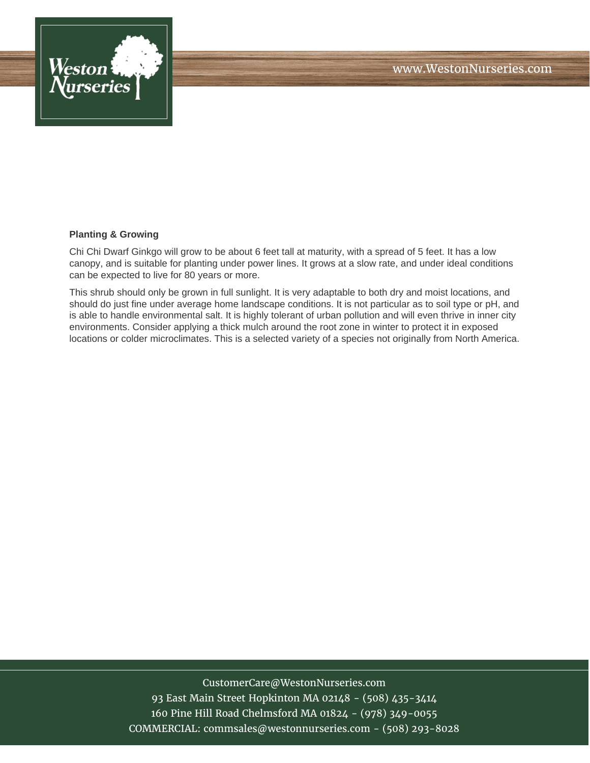### Planting & Growing

Chi Chi Dwarf Ginkgo will grow to be about 6 feet tall at maturity, with a spread of 5 feet. It has a low canopy, and is suitable for planting under power lines. It grows at a slow rate, and under ideal conditions can be expected to live for 80 years or more.

This shrub should only be grown in full sunlight. It is very adaptable to both dry and moist locations, and should do just fine under average home landscape conditions. It is not particular as to soil type or pH, and is able to handle environmental salt. It is highly tolerant of urban pollution and will even thrive in inner city environments. Consider applying a thick mulch around the root zone in winter to protect it in exposed locations or colder microclimates. This is a selected variety of a species not originally from North America.